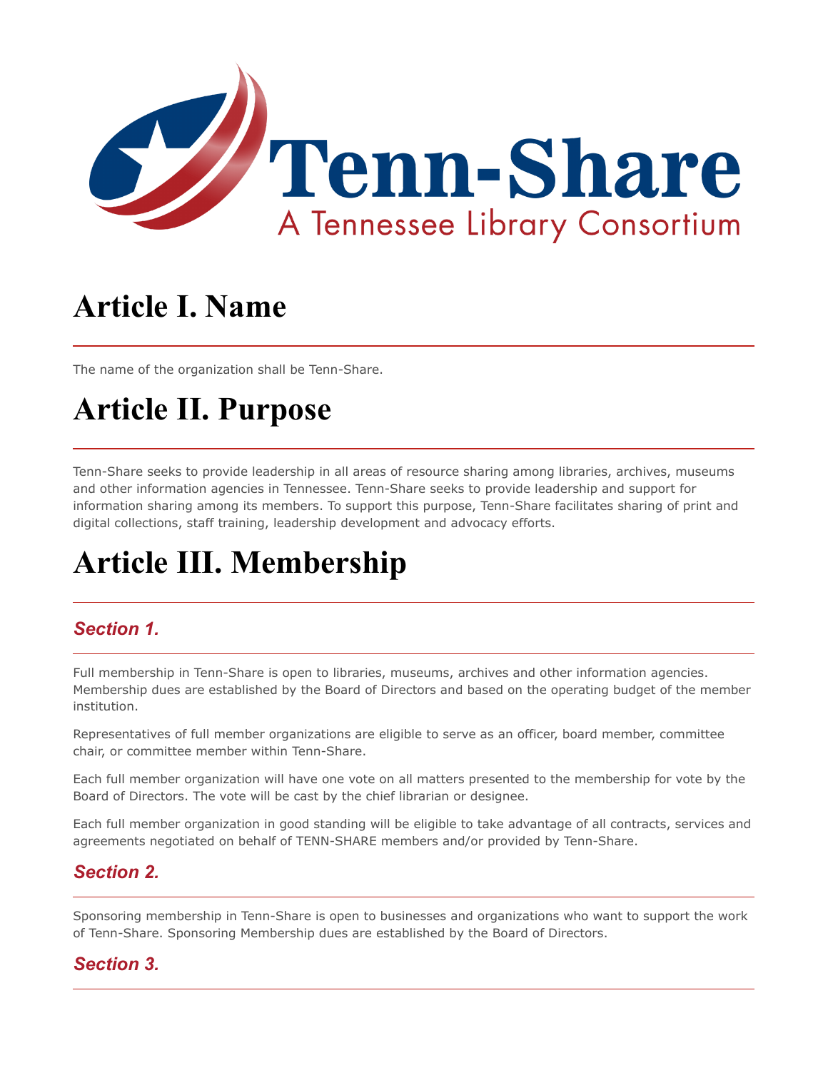Tenn-Share

A Tennessee Library Consortium

# Article I. Name

The name of the organization shall be Tenn-Share.

# Article II. Purpose

Tenn-Share seeks to provide leadership in all areas of resource sharing among libraries, archives, museums and other information agencies in Tennessee. Tenn-Share seeks to provide leadership and support for information sharing among its members. To support this purpose, Tenn-Share facilitates sharing of print and digital collections, staff training, leadership development and advocacy efforts.

# Article III. Membership

### *Section 1.*

Full membership in Tenn-Share is open to libraries, museums, archives and other information agencies. Membership dues are established by the Board of Directors and based on the operating budget of the member institution.

Representatives of full member organizations are eligible to serve as an officer, board member, committee chair, or committee member within Tenn-Share.

Each full member organization will have one vote on all matters presented to the membership for vote by the Board of Directors. The vote will be cast by the chief librarian or designee.

Each full member organization in good standing will be eligible to take advantage of all contracts, services and agreements negotiated on behalf of TENN-SHARE members and/or provided by Tenn-Share.

### *Section 2.*

Sponsoring membership in Tenn-Share is open to businesses and organizations who want to support the work of Tenn-Share. Sponsoring Membership dues are established by the Board of Directors.

### *Section 3.*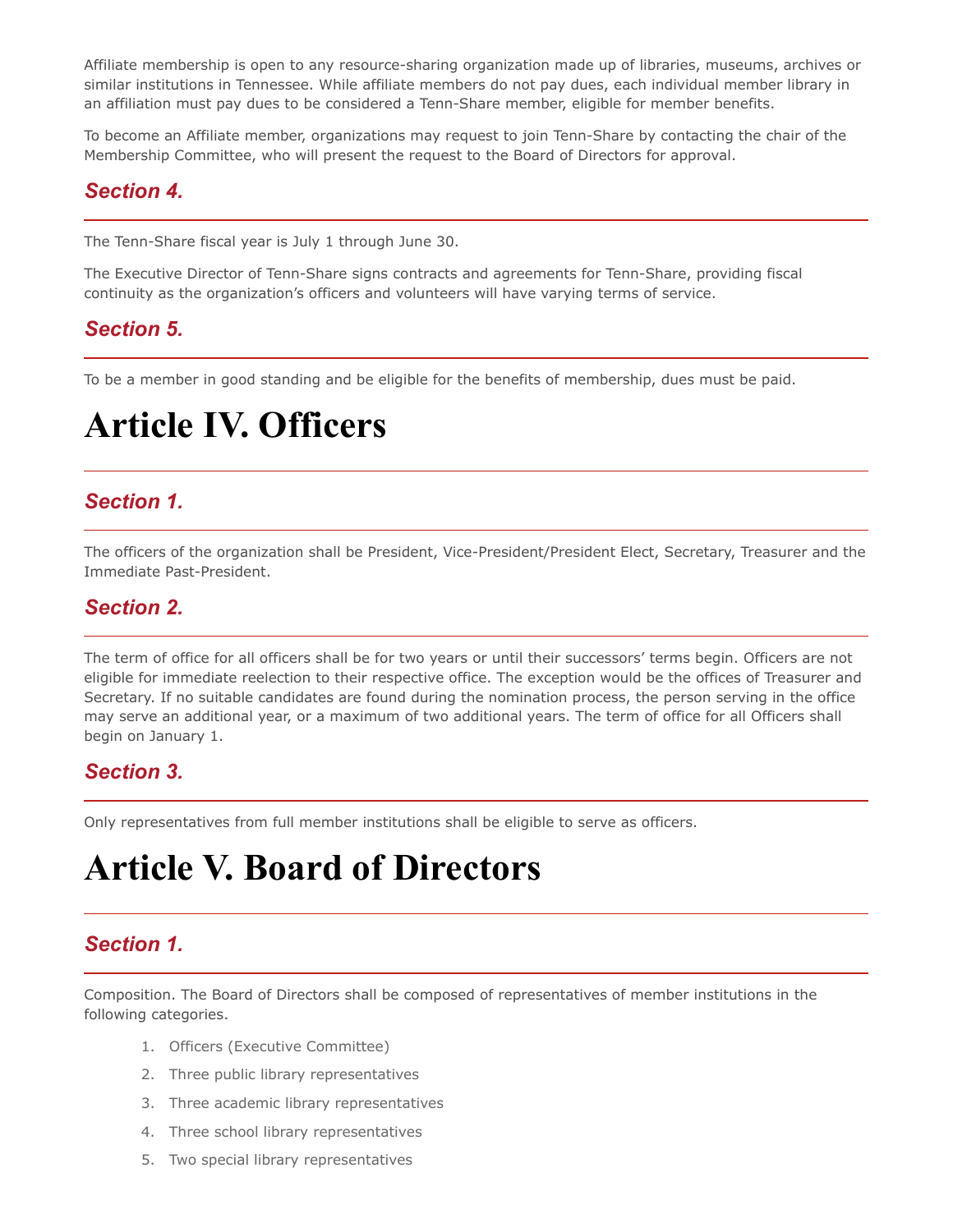Affiliate membership is open to any resource-sharing organization made up of libraries, museums, archives or similar institutions in Tennessee. While affiliate members do not pay dues, each individual member library in an affiliation must pay dues to be considered a Tenn-Share member, eligible for member benefits.

To become an Affiliate member, organizations may request to join Tenn-Share by contacting the chair of the Membership Committee, who will present the request to the Board of Directors for approval.

### *Section 4.*

The Tenn-Share fiscal year is July 1 through June 30.

The Executive Director of Tenn-Share signs contracts and agreements for Tenn-Share, providing fiscal continuity as the organization's officers and volunteers will have varying terms of service.

### *Section 5.*

To be a member in good standing and be eligible for the benefits of membership, dues must be paid.

# Article IV. Officers

### *Section 1.*

The officers of the organization shall be President, Vice-President/President Elect, Secretary, Treasurer and the Immediate Past-President.

### *Section 2.*

The term of office for all officers shall be for two years or until their successors' terms begin. Officers are not eligible for immediate reelection to their respective office. The exception would be the offices of Treasurer and Secretary. If no suitable candidates are found during the nomination process, the person serving in the office may serve an additional year, or a maximum of two additional years. The term of office for all Officers shall begin on January 1.

### *Section 3.*

Only representatives from full member institutions shall be eligible to serve as officers.

# Article V. Board of Directors

### *Section 1.*

Composition. The Board of Directors shall be composed of representatives of member institutions in the following categories.

1. Officers (Executive Committee)
2. Three public library representatives
3. Three academic library representatives
4. Three school library representatives
5. Two special library representatives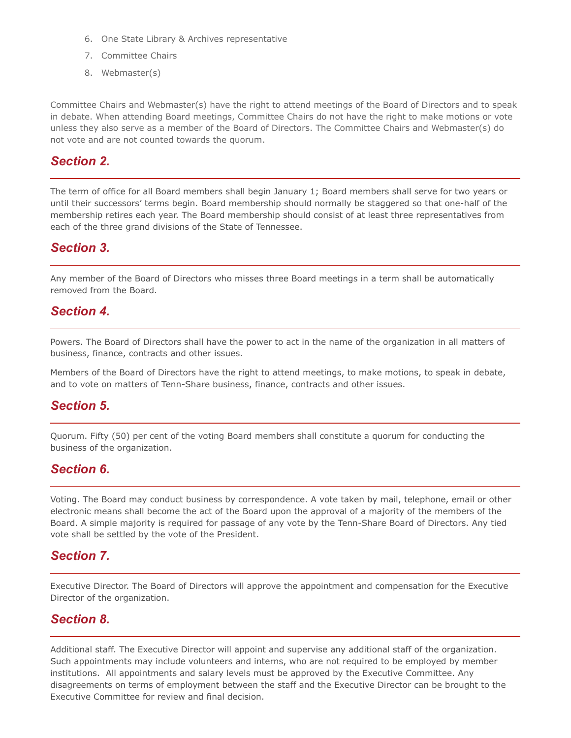6. One State Library & Archives representative
7. Committee Chairs
8. Webmaster(s)

Committee Chairs and Webmaster(s) have the right to attend meetings of the Board of Directors and to speak in debate. When attending Board meetings, Committee Chairs do not have the right to make motions or vote unless they also serve as a member of the Board of Directors. The Committee Chairs and Webmaster(s) do not vote and are not counted towards the quorum.

## *Section 2.*

The term of office for all Board members shall begin January 1; Board members shall serve for two years or until their successors' terms begin. Board membership should normally be staggered so that one-half of the membership retires each year. The Board membership should consist of at least three representatives from each of the three grand divisions of the State of Tennessee.

## *Section 3.*

Any member of the Board of Directors who misses three Board meetings in a term shall be automatically removed from the Board.

## *Section 4.*

Powers. The Board of Directors shall have the power to act in the name of the organization in all matters of business, finance, contracts and other issues.

Members of the Board of Directors have the right to attend meetings, to make motions, to speak in debate, and to vote on matters of Tenn-Share business, finance, contracts and other issues.

## *Section 5.*

Quorum. Fifty (50) per cent of the voting Board members shall constitute a quorum for conducting the business of the organization.

## *Section 6.*

Voting. The Board may conduct business by correspondence. A vote taken by mail, telephone, email or other electronic means shall become the act of the Board upon the approval of a majority of the members of the Board. A simple majority is required for passage of any vote by the Tenn-Share Board of Directors. Any tied vote shall be settled by the vote of the President.

## *Section 7.*

Executive Director. The Board of Directors will approve the appointment and compensation for the Executive Director of the organization.

## *Section 8.*

Additional staff. The Executive Director will appoint and supervise any additional staff of the organization. Such appointments may include volunteers and interns, who are not required to be employed by member institutions. All appointments and salary levels must be approved by the Executive Committee. Any disagreements on terms of employment between the staff and the Executive Director can be brought to the Executive Committee for review and final decision.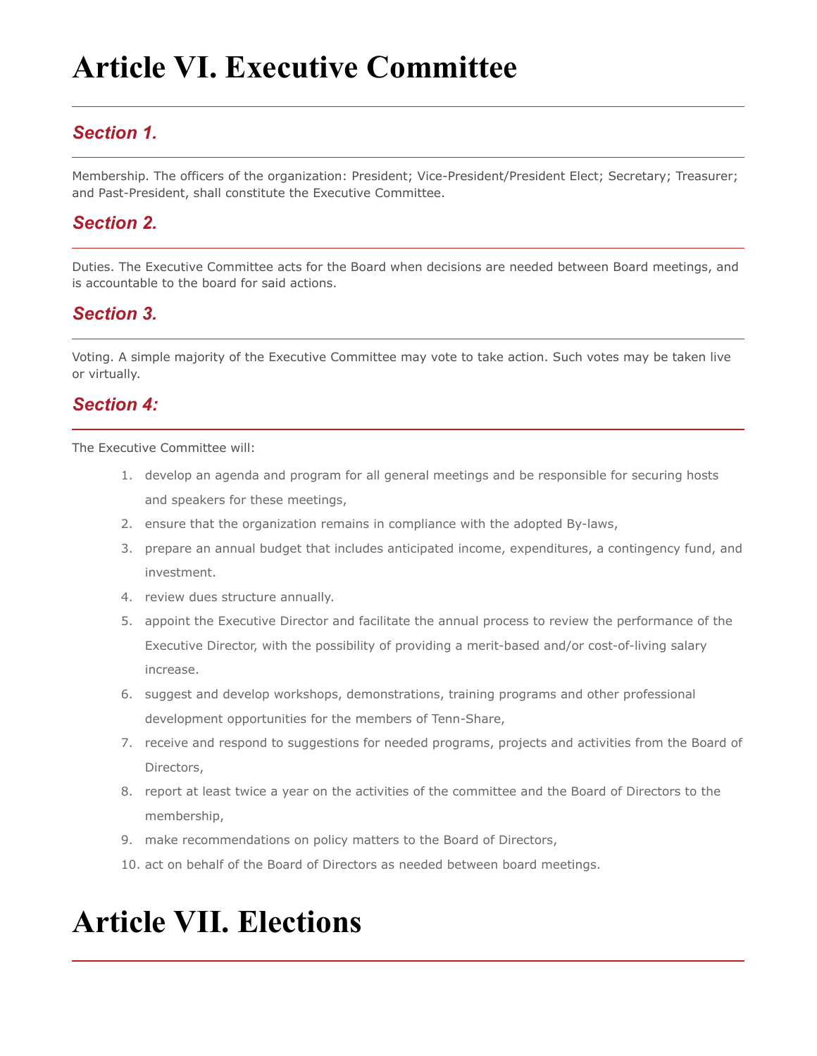# Article VI. Executive Committee

## *Section 1.*

Membership. The officers of the organization: President; Vice-President/President Elect; Secretary; Treasurer; and Past-President, shall constitute the Executive Committee.

## *Section 2.*

Duties. The Executive Committee acts for the Board when decisions are needed between Board meetings, and is accountable to the board for said actions.

## *Section 3.*

Voting. A simple majority of the Executive Committee may vote to take action. Such votes may be taken live or virtually.

## *Section 4:*

The Executive Committee will:

1. develop an agenda and program for all general meetings and be responsible for securing hosts and speakers for these meetings,
2. ensure that the organization remains in compliance with the adopted By-laws,
3. prepare an annual budget that includes anticipated income, expenditures, a contingency fund, and investment.
4. review dues structure annually.
5. appoint the Executive Director and facilitate the annual process to review the performance of the Executive Director, with the possibility of providing a merit-based and/or cost-of-living salary increase.
6. suggest and develop workshops, demonstrations, training programs and other professional development opportunities for the members of Tenn-Share,
7. receive and respond to suggestions for needed programs, projects and activities from the Board of Directors,
8. report at least twice a year on the activities of the committee and the Board of Directors to the membership,
9. make recommendations on policy matters to the Board of Directors,
10. act on behalf of the Board of Directors as needed between board meetings.

# Article VII. Elections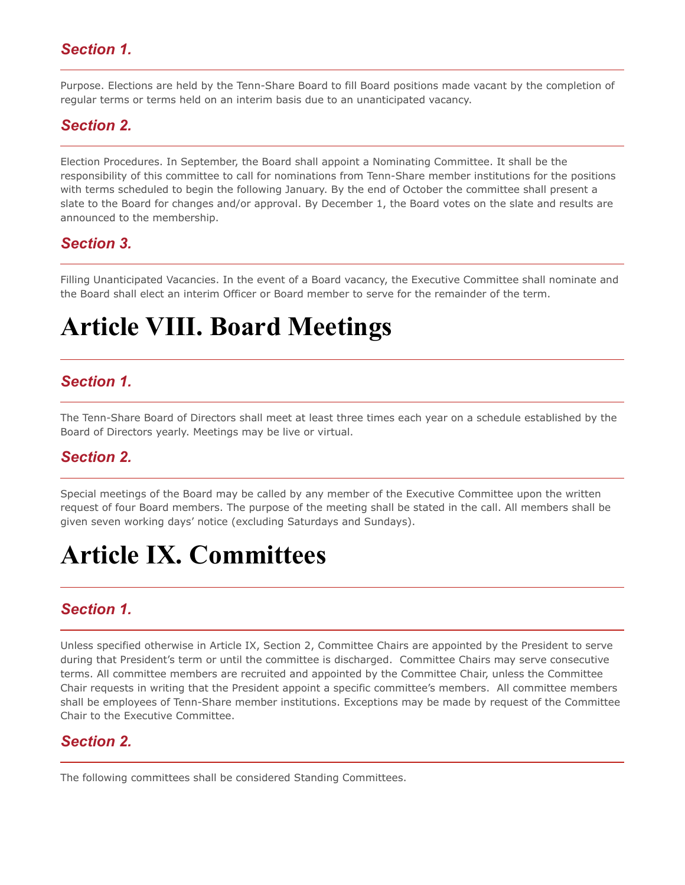### *Section 1.*

Purpose. Elections are held by the Tenn-Share Board to fill Board positions made vacant by the completion of regular terms or terms held on an interim basis due to an unanticipated vacancy.

### *Section 2.*

Election Procedures. In September, the Board shall appoint a Nominating Committee. It shall be the responsibility of this committee to call for nominations from Tenn-Share member institutions for the positions with terms scheduled to begin the following January. By the end of October the committee shall present a slate to the Board for changes and/or approval. By December 1, the Board votes on the slate and results are announced to the membership.

### *Section 3.*

Filling Unanticipated Vacancies. In the event of a Board vacancy, the Executive Committee shall nominate and the Board shall elect an interim Officer or Board member to serve for the remainder of the term.

# Article VIII. Board Meetings

### *Section 1.*

The Tenn-Share Board of Directors shall meet at least three times each year on a schedule established by the Board of Directors yearly. Meetings may be live or virtual.

### *Section 2.*

Special meetings of the Board may be called by any member of the Executive Committee upon the written request of four Board members. The purpose of the meeting shall be stated in the call. All members shall be given seven working days' notice (excluding Saturdays and Sundays).

# Article IX. Committees

### *Section 1.*

Unless specified otherwise in Article IX, Section 2, Committee Chairs are appointed by the President to serve during that President's term or until the committee is discharged. Committee Chairs may serve consecutive terms. All committee members are recruited and appointed by the Committee Chair, unless the Committee Chair requests in writing that the President appoint a specific committee's members. All committee members shall be employees of Tenn-Share member institutions. Exceptions may be made by request of the Committee Chair to the Executive Committee.

### *Section 2.*

The following committees shall be considered Standing Committees.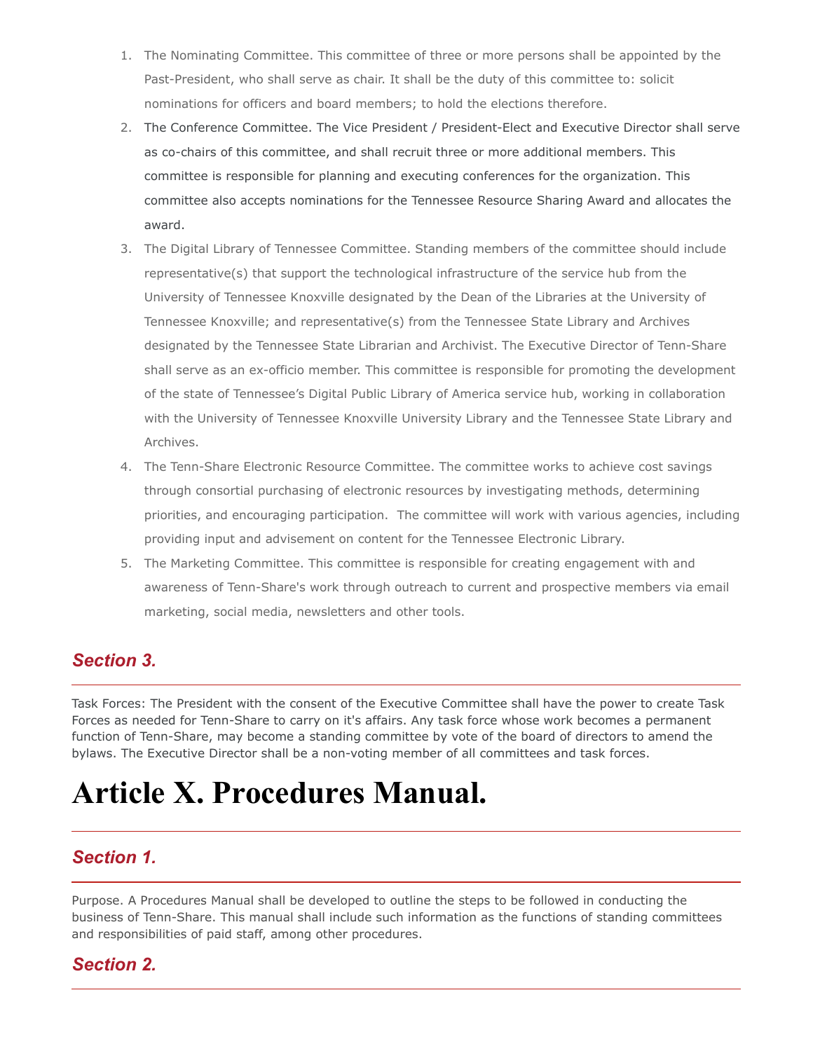1. The Nominating Committee. This committee of three or more persons shall be appointed by the Past-President, who shall serve as chair. It shall be the duty of this committee to: solicit nominations for officers and board members; to hold the elections therefore.
2. The Conference Committee. The Vice President / President-Elect and Executive Director shall serve as co-chairs of this committee, and shall recruit three or more additional members. This committee is responsible for planning and executing conferences for the organization. This committee also accepts nominations for the Tennessee Resource Sharing Award and allocates the award.
3. The Digital Library of Tennessee Committee. Standing members of the committee should include representative(s) that support the technological infrastructure of the service hub from the University of Tennessee Knoxville designated by the Dean of the Libraries at the University of Tennessee Knoxville; and representative(s) from the Tennessee State Library and Archives designated by the Tennessee State Librarian and Archivist. The Executive Director of Tenn-Share shall serve as an ex-officio member. This committee is responsible for promoting the development of the state of Tennessee's Digital Public Library of America service hub, working in collaboration with the University of Tennessee Knoxville University Library and the Tennessee State Library and Archives.
4. The Tenn-Share Electronic Resource Committee. The committee works to achieve cost savings through consortial purchasing of electronic resources by investigating methods, determining priorities, and encouraging participation. The committee will work with various agencies, including providing input and advisement on content for the Tennessee Electronic Library.
5. The Marketing Committee. This committee is responsible for creating engagement with and awareness of Tenn-Share's work through outreach to current and prospective members via email marketing, social media, newsletters and other tools.

### *Section 3.*

Task Forces: The President with the consent of the Executive Committee shall have the power to create Task Forces as needed for Tenn-Share to carry on it's affairs. Any task force whose work becomes a permanent function of Tenn-Share, may become a standing committee by vote of the board of directors to amend the bylaws. The Executive Director shall be a non-voting member of all committees and task forces.

# Article X. Procedures Manual.

### *Section 1.*

Purpose. A Procedures Manual shall be developed to outline the steps to be followed in conducting the business of Tenn-Share. This manual shall include such information as the functions of standing committees and responsibilities of paid staff, among other procedures.

### *Section 2.*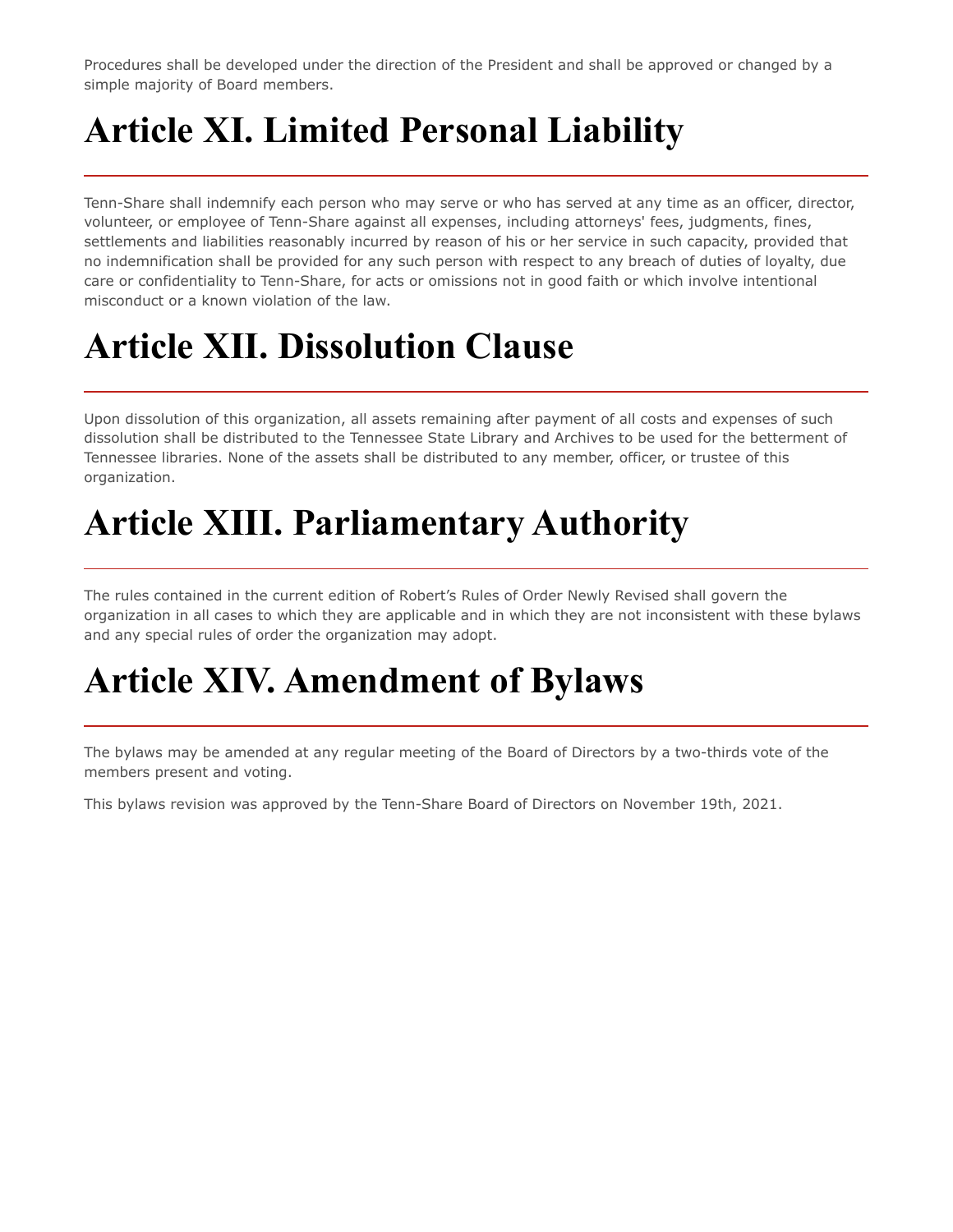Procedures shall be developed under the direction of the President and shall be approved or changed by a simple majority of Board members.

# Article XI. Limited Personal Liability

Tenn-Share shall indemnify each person who may serve or who has served at any time as an officer, director, volunteer, or employee of Tenn-Share against all expenses, including attorneys' fees, judgments, fines, settlements and liabilities reasonably incurred by reason of his or her service in such capacity, provided that no indemnification shall be provided for any such person with respect to any breach of duties of loyalty, due care or confidentiality to Tenn-Share, for acts or omissions not in good faith or which involve intentional misconduct or a known violation of the law.

# Article XII. Dissolution Clause

Upon dissolution of this organization, all assets remaining after payment of all costs and expenses of such dissolution shall be distributed to the Tennessee State Library and Archives to be used for the betterment of Tennessee libraries. None of the assets shall be distributed to any member, officer, or trustee of this organization.

# Article XIII. Parliamentary Authority

The rules contained in the current edition of Robert’s Rules of Order Newly Revised shall govern the organization in all cases to which they are applicable and in which they are not inconsistent with these bylaws and any special rules of order the organization may adopt.

# Article XIV. Amendment of Bylaws

The bylaws may be amended at any regular meeting of the Board of Directors by a two-thirds vote of the members present and voting.

This bylaws revision was approved by the Tenn-Share Board of Directors on November 19th, 2021.